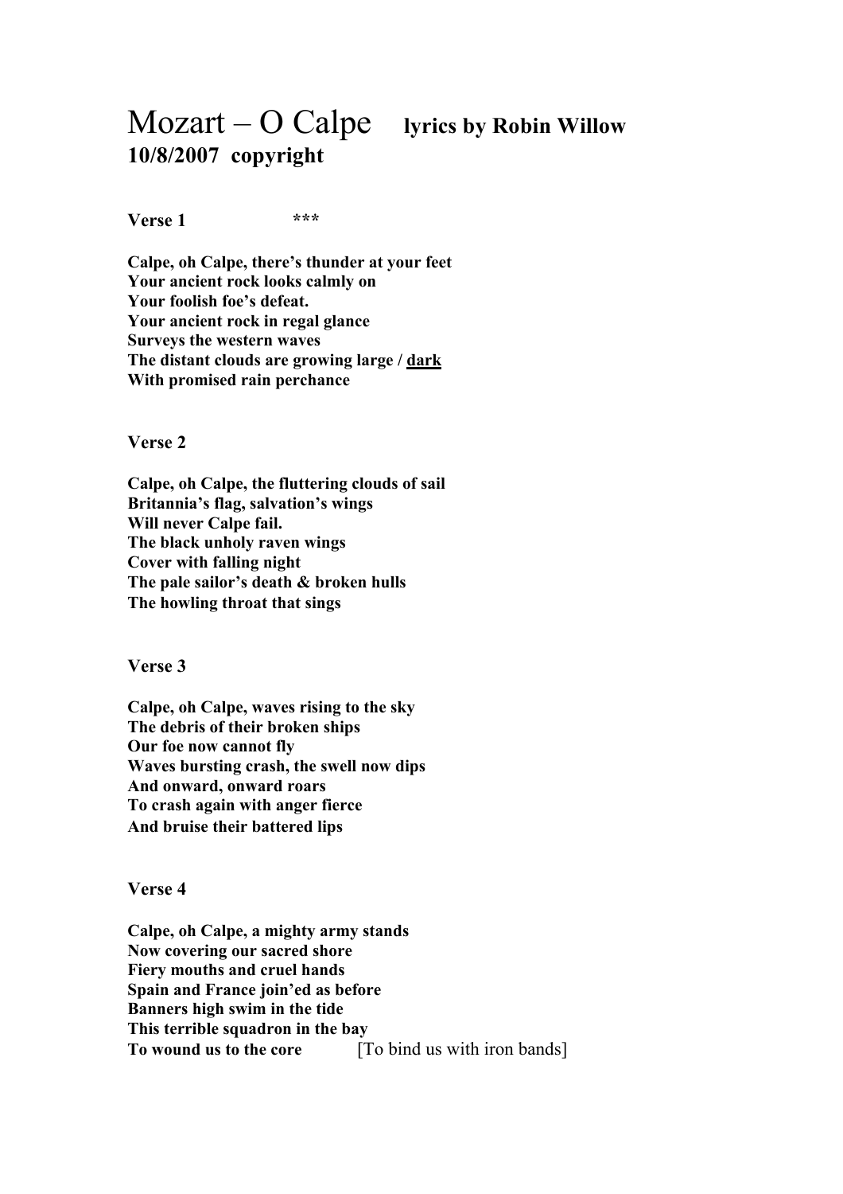# Mozart – O Calpe **lyrics by Robin Willow**

**10/8/2007 copyright**

**Verse 1** **\*\*\***

**Calpe, oh Calpe, there's thunder at your feet**
**Your ancient rock looks calmly on**
**Your foolish foe's defeat.**
**Your ancient rock in regal glance**
**Surveys the western waves**
**The distant clouds are growing large / <u>dark</u>**
**With promised rain perchance**

**Verse 2**

**Calpe, oh Calpe, the fluttering clouds of sail**
**Britannia's flag, salvation's wings**
**Will never Calpe fail.**
**The black unholy raven wings**
**Cover with falling night**
**The pale sailor's death & broken hulls**
**The howling throat that sings**

**Verse 3**

**Calpe, oh Calpe, waves rising to the sky**
**The debris of their broken ships**
**Our foe now cannot fly**
**Waves bursting crash, the swell now dips**
**And onward, onward roars**
**To crash again with anger fierce**
**And bruise their battered lips**

**Verse 4**

**Calpe, oh Calpe, a mighty army stands**
**Now covering our sacred shore**
**Fiery mouths and cruel hands**
**Spain and France join'ed as before**
**Banners high swim in the tide**
**This terrible squadron in the bay**
**To wound us to the core** [To bind us with iron bands]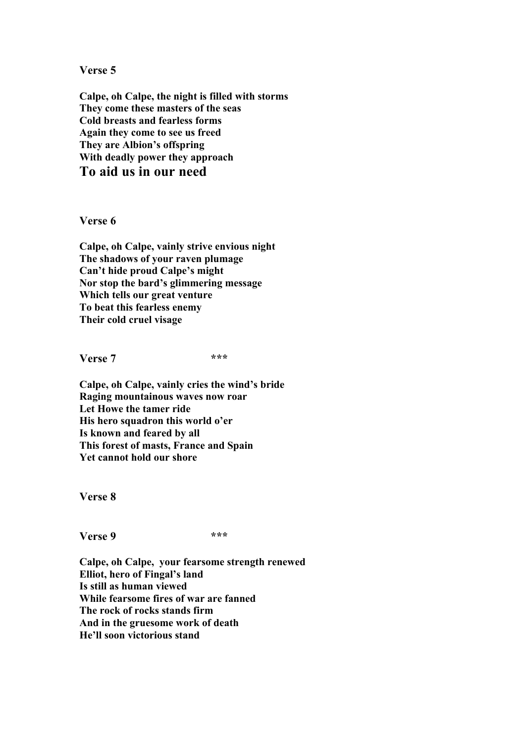**Verse 5**

**Calpe, oh Calpe, the night is filled with storms**
**They come these masters of the seas**
**Cold breasts and fearless forms**
**Again they come to see us freed**
**They are Albion's offspring**
**With deadly power they approach**
**To aid us in our need**

**Verse 6**

**Calpe, oh Calpe, vainly strive envious night**
**The shadows of your raven plumage**
**Can't hide proud Calpe's might**
**Nor stop the bard's glimmering message**
**Which tells our great venture**
**To beat this fearless enemy**
**Their cold cruel visage**

**Verse 7** ***

**Calpe, oh Calpe, vainly cries the wind's bride**
**Raging mountainous waves now roar**
**Let Howe the tamer ride**
**His hero squadron this world o'er**
**Is known and feared by all**
**This forest of masts, France and Spain**
**Yet cannot hold our shore**

**Verse 8**

**Verse 9** ***

**Calpe, oh Calpe, your fearsome strength renewed**
**Elliot, hero of Fingal's land**
**Is still as human viewed**
**While fearsome fires of war are fanned**
**The rock of rocks stands firm**
**And in the gruesome work of death**
**He'll soon victorious stand**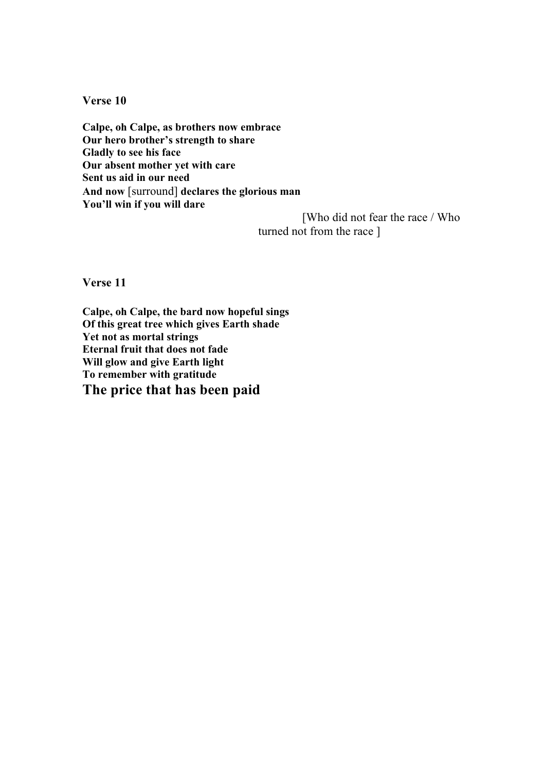**Verse 10**

**Calpe, oh Calpe, as brothers now embrace**
**Our hero brother's strength to share**
**Gladly to see his face**
**Our absent mother yet with care**
**Sent us aid in our need**
**And now** [surround] **declares the glorious man**
**You'll win if you will dare**

[Who did not fear the race / Who turned not from the race ]

**Verse 11**

**Calpe, oh Calpe, the bard now hopeful sings**
**Of this great tree which gives Earth shade**
**Yet not as mortal strings**
**Eternal fruit that does not fade**
**Will glow and give Earth light**
**To remember with gratitude**
**The price that has been paid**